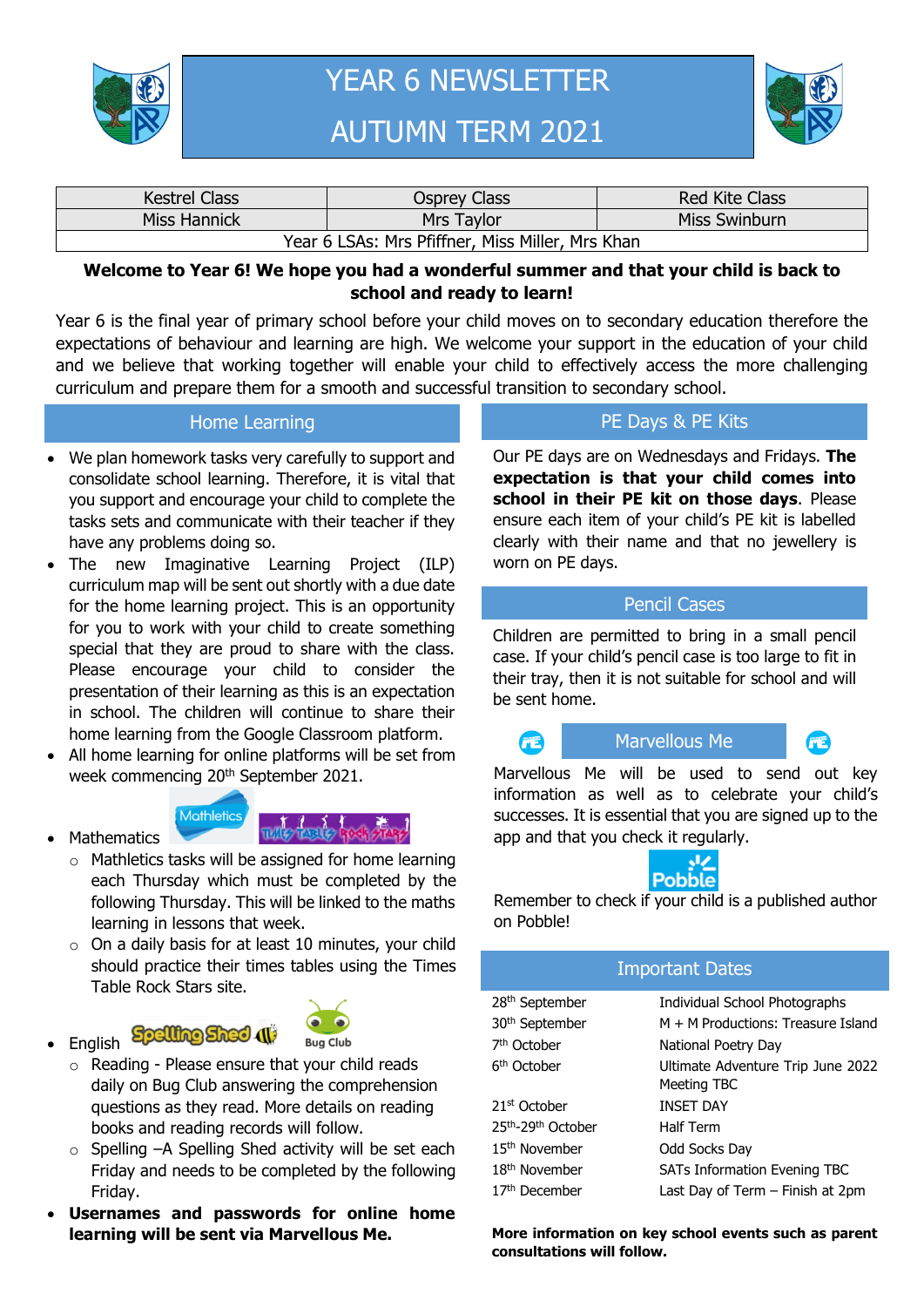# YEAR 6 NEWSLETTER
# AUTUMN TERM 2021

| Kestrel Class | Osprey Class | Red Kite Class |
| --- | --- | --- |
| Miss Hannick | Mrs Taylor | Miss Swinburn |
| Year 6 LSAs: Mrs Pfiffner, Miss Miller, Mrs Khan | | |

**Welcome to Year 6! We hope you had a wonderful summer and that your child is back to school and ready to learn!**

Year 6 is the final year of primary school before your child moves on to secondary education therefore the expectations of behaviour and learning are high. We welcome your support in the education of your child and we believe that working together will enable your child to effectively access the more challenging curriculum and prepare them for a smooth and successful transition to secondary school.

## Home Learning

- We plan homework tasks very carefully to support and consolidate school learning. Therefore, it is vital that you support and encourage your child to complete the tasks sets and communicate with their teacher if they have any problems doing so.
- The new Imaginative Learning Project (ILP) curriculum map will be sent out shortly with a due date for the home learning project. This is an opportunity for you to work with your child to create something special that they are proud to share with the class. Please encourage your child to consider the presentation of their learning as this is an expectation in school. The children will continue to share their home learning from the Google Classroom platform.
- All home learning for online platforms will be set from week commencing 20th September 2021.
- Mathematics
  - Mathletics tasks will be assigned for home learning each Thursday which must be completed by the following Thursday. This will be linked to the maths learning in lessons that week.
  - On a daily basis for at least 10 minutes, your child should practice their times tables using the Times Table Rock Stars site.
- English
  - Reading - Please ensure that your child reads daily on Bug Club answering the comprehension questions as they read. More details on reading books and reading records will follow.
  - Spelling –A Spelling Shed activity will be set each Friday and needs to be completed by the following Friday.
- **Usernames and passwords for online home learning will be sent via Marvellous Me.**

## PE Days & PE Kits

Our PE days are on Wednesdays and Fridays. **The expectation is that your child comes into school in their PE kit on those days**. Please ensure each item of your child's PE kit is labelled clearly with their name and that no jewellery is worn on PE days.

## Pencil Cases

Children are permitted to bring in a small pencil case. If your child's pencil case is too large to fit in their tray, then it is not suitable for school and will be sent home.

## Marvellous Me

Marvellous Me will be used to send out key information as well as to celebrate your child's successes. It is essential that you are signed up to the app and that you check it regularly.

Remember to check if your child is a published author on Pobble!

## Important Dates

| Date | Event |
| --- | --- |
| 28th September | Individual School Photographs |
| 30th September | M + M Productions: Treasure Island |
| 7th October | National Poetry Day |
| 6th October | Ultimate Adventure Trip June 2022 Meeting TBC |
| 21st October | INSET DAY |
| 25th-29th October | Half Term |
| 15th November | Odd Socks Day |
| 18th November | SATs Information Evening TBC |
| 17th December | Last Day of Term – Finish at 2pm |

**More information on key school events such as parent consultations will follow.**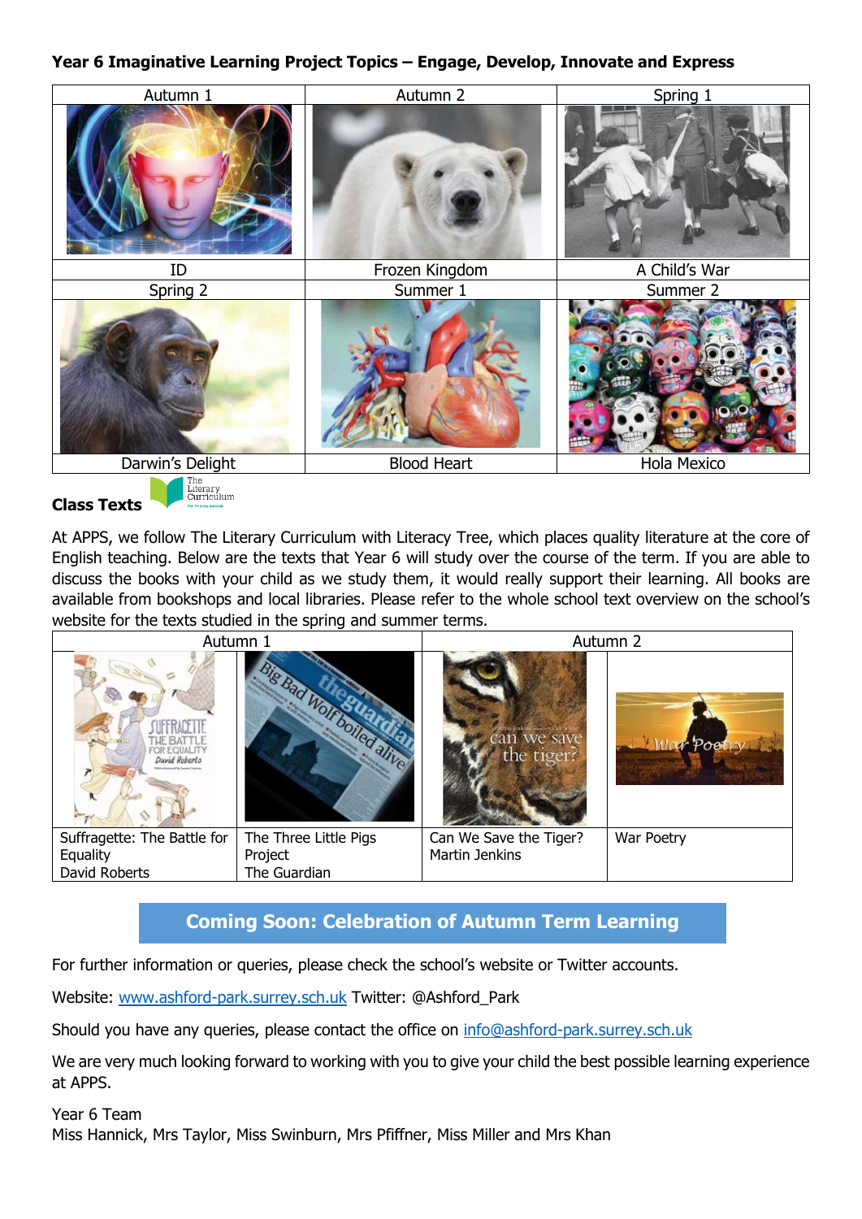**Year 6 Imaginative Learning Project Topics – Engage, Develop, Innovate and Express**

| Autumn 1 | Autumn 2 | Spring 1 |
|---|---|---|
| ID | Frozen Kingdom | A Child's War |
| **Spring 2** | **Summer 1** | **Summer 2** |
| Darwin's Delight | Blood Heart | Hola Mexico |

**Class Texts**

At APPS, we follow The Literary Curriculum with Literacy Tree, which places quality literature at the core of English teaching. Below are the texts that Year 6 will study over the course of the term. If you are able to discuss the books with your child as we study them, it would really support their learning. All books are available from bookshops and local libraries. Please refer to the whole school text overview on the school's website for the texts studied in the spring and summer terms.

| Autumn 1 | | Autumn 2 | |
|---|---|---|---|
| Suffragette: The Battle for Equality<br>David Roberts | The Three Little Pigs Project<br>The Guardian | Can We Save the Tiger?<br>Martin Jenkins | War Poetry |

**Coming Soon: Celebration of Autumn Term Learning**

For further information or queries, please check the school's website or Twitter accounts.

Website: www.ashford-park.surrey.sch.uk Twitter: @Ashford_Park

Should you have any queries, please contact the office on info@ashford-park.surrey.sch.uk

We are very much looking forward to working with you to give your child the best possible learning experience at APPS.

Year 6 Team
Miss Hannick, Mrs Taylor, Miss Swinburn, Mrs Pfiffner, Miss Miller and Mrs Khan